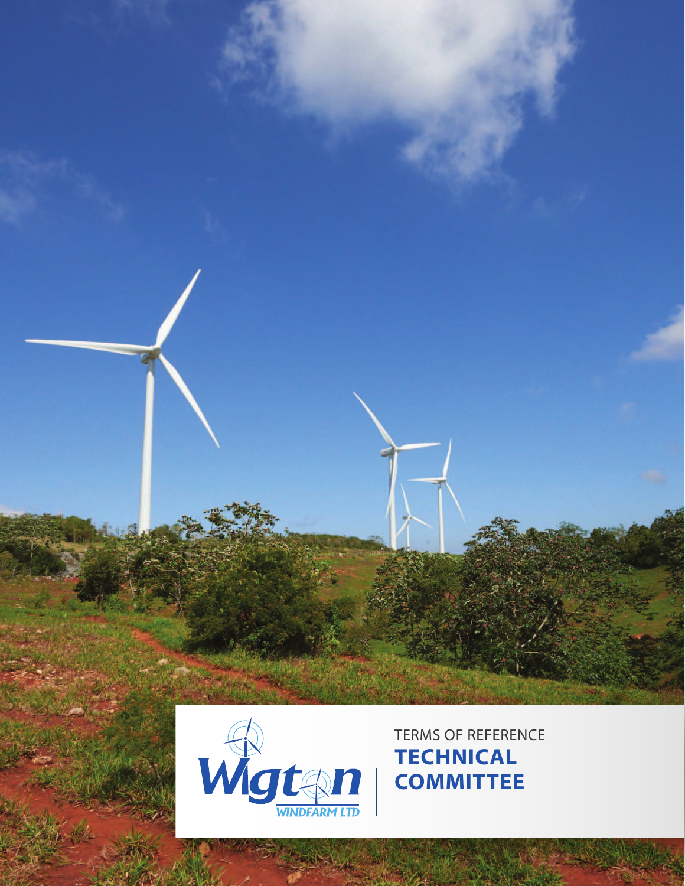Wigton WINDFARM LTD

TERMS OF REFERENCE

# TECHNICAL COMMITTEE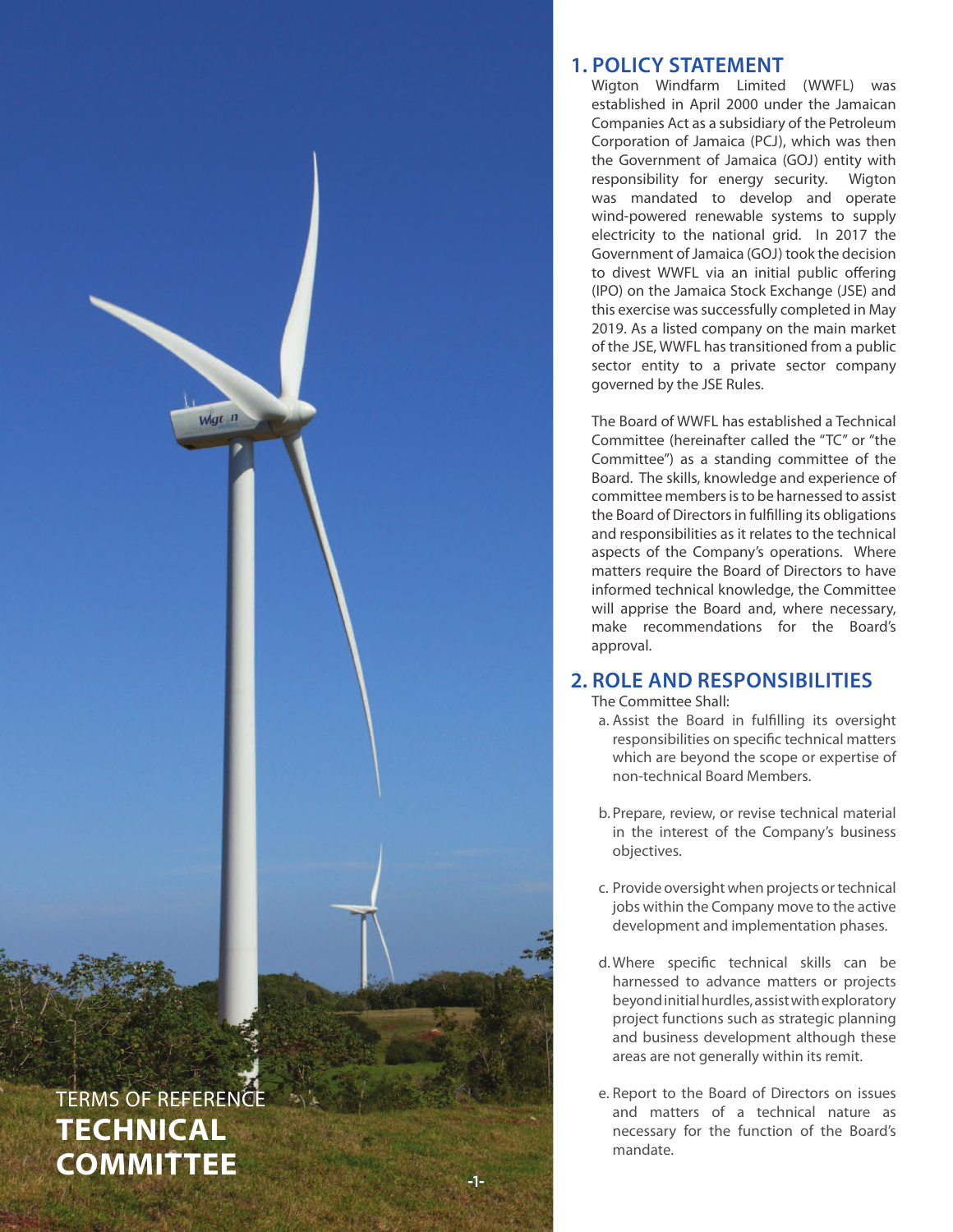TERMS OF REFERENCE

# TECHNICAL COMMITTEE

## 1. POLICY STATEMENT

Wigton Windfarm Limited (WWFL) was established in April 2000 under the Jamaican Companies Act as a subsidiary of the Petroleum Corporation of Jamaica (PCJ), which was then the Government of Jamaica (GOJ) entity with responsibility for energy security. Wigton was mandated to develop and operate wind-powered renewable systems to supply electricity to the national grid. In 2017 the Government of Jamaica (GOJ) took the decision to divest WWFL via an initial public offering (IPO) on the Jamaica Stock Exchange (JSE) and this exercise was successfully completed in May 2019. As a listed company on the main market of the JSE, WWFL has transitioned from a public sector entity to a private sector company governed by the JSE Rules.

The Board of WWFL has established a Technical Committee (hereinafter called the "TC" or "the Committee") as a standing committee of the Board. The skills, knowledge and experience of committee members is to be harnessed to assist the Board of Directors in fulfilling its obligations and responsibilities as it relates to the technical aspects of the Company's operations. Where matters require the Board of Directors to have informed technical knowledge, the Committee will apprise the Board and, where necessary, make recommendations for the Board's approval.

## 2. ROLE AND RESPONSIBILITIES

The Committee Shall:

a. Assist the Board in fulfilling its oversight responsibilities on specific technical matters which are beyond the scope or expertise of non-technical Board Members.

b. Prepare, review, or revise technical material in the interest of the Company's business objectives.

c. Provide oversight when projects or technical jobs within the Company move to the active development and implementation phases.

d. Where specific technical skills can be harnessed to advance matters or projects beyond initial hurdles, assist with exploratory project functions such as strategic planning and business development although these areas are not generally within its remit.

e. Report to the Board of Directors on issues and matters of a technical nature as necessary for the function of the Board's mandate.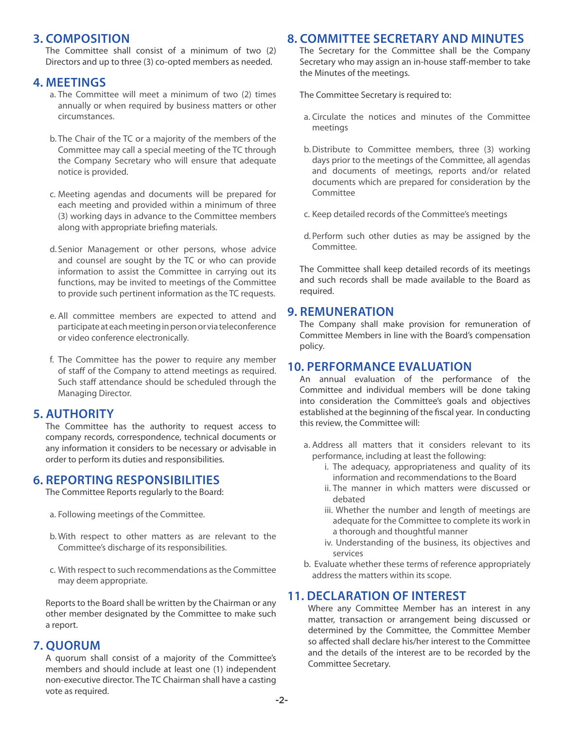## 3. COMPOSITION

The Committee shall consist of a minimum of two (2) Directors and up to three (3) co-opted members as needed.

## 4. MEETINGS

a. The Committee will meet a minimum of two (2) times annually or when required by business matters or other circumstances.

b. The Chair of the TC or a majority of the members of the Committee may call a special meeting of the TC through the Company Secretary who will ensure that adequate notice is provided.

c. Meeting agendas and documents will be prepared for each meeting and provided within a minimum of three (3) working days in advance to the Committee members along with appropriate briefing materials.

d. Senior Management or other persons, whose advice and counsel are sought by the TC or who can provide information to assist the Committee in carrying out its functions, may be invited to meetings of the Committee to provide such pertinent information as the TC requests.

e. All committee members are expected to attend and participate at each meeting in person or via teleconference or video conference electronically.

f. The Committee has the power to require any member of staff of the Company to attend meetings as required. Such staff attendance should be scheduled through the Managing Director.

## 5. AUTHORITY

The Committee has the authority to request access to company records, correspondence, technical documents or any information it considers to be necessary or advisable in order to perform its duties and responsibilities.

## 6. REPORTING RESPONSIBILITIES

The Committee Reports regularly to the Board:

a. Following meetings of the Committee.

b. With respect to other matters as are relevant to the Committee's discharge of its responsibilities.

c. With respect to such recommendations as the Committee may deem appropriate.

Reports to the Board shall be written by the Chairman or any other member designated by the Committee to make such a report.

## 7. QUORUM

A quorum shall consist of a majority of the Committee's members and should include at least one (1) independent non-executive director. The TC Chairman shall have a casting vote as required.

## 8. COMMITTEE SECRETARY AND MINUTES

The Secretary for the Committee shall be the Company Secretary who may assign an in-house staff-member to take the Minutes of the meetings.

The Committee Secretary is required to:

a. Circulate the notices and minutes of the Committee meetings

b. Distribute to Committee members, three (3) working days prior to the meetings of the Committee, all agendas and documents of meetings, reports and/or related documents which are prepared for consideration by the Committee

c. Keep detailed records of the Committee's meetings

d. Perform such other duties as may be assigned by the Committee.

The Committee shall keep detailed records of its meetings and such records shall be made available to the Board as required.

## 9. REMUNERATION

The Company shall make provision for remuneration of Committee Members in line with the Board's compensation policy.

## 10. PERFORMANCE EVALUATION

An annual evaluation of the performance of the Committee and individual members will be done taking into consideration the Committee's goals and objectives established at the beginning of the fiscal year. In conducting this review, the Committee will:

a. Address all matters that it considers relevant to its performance, including at least the following:
   - i. The adequacy, appropriateness and quality of its information and recommendations to the Board
   - ii. The manner in which matters were discussed or debated
   - iii. Whether the number and length of meetings are adequate for the Committee to complete its work in a thorough and thoughtful manner
   - iv. Understanding of the business, its objectives and services

b. Evaluate whether these terms of reference appropriately address the matters within its scope.

## 11. DECLARATION OF INTEREST

Where any Committee Member has an interest in any matter, transaction or arrangement being discussed or determined by the Committee, the Committee Member so affected shall declare his/her interest to the Committee and the details of the interest are to be recorded by the Committee Secretary.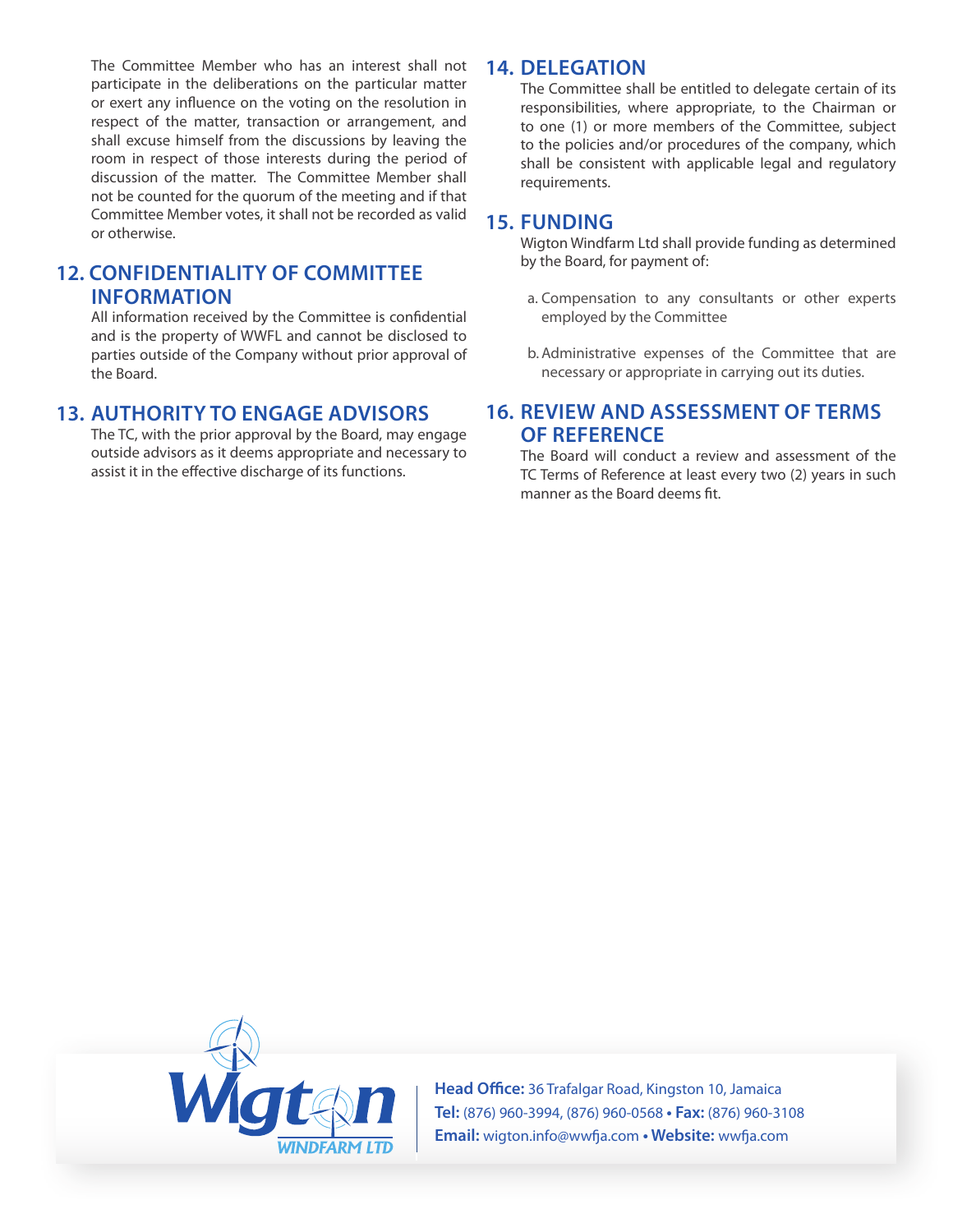The Committee Member who has an interest shall not participate in the deliberations on the particular matter or exert any influence on the voting on the resolution in respect of the matter, transaction or arrangement, and shall excuse himself from the discussions by leaving the room in respect of those interests during the period of discussion of the matter. The Committee Member shall not be counted for the quorum of the meeting and if that Committee Member votes, it shall not be recorded as valid or otherwise.

## 12. CONFIDENTIALITY OF COMMITTEE INFORMATION

All information received by the Committee is confidential and is the property of WWFL and cannot be disclosed to parties outside of the Company without prior approval of the Board.

## 13. AUTHORITY TO ENGAGE ADVISORS

The TC, with the prior approval by the Board, may engage outside advisors as it deems appropriate and necessary to assist it in the effective discharge of its functions.

## 14. DELEGATION

The Committee shall be entitled to delegate certain of its responsibilities, where appropriate, to the Chairman or to one (1) or more members of the Committee, subject to the policies and/or procedures of the company, which shall be consistent with applicable legal and regulatory requirements.

## 15. FUNDING

Wigton Windfarm Ltd shall provide funding as determined by the Board, for payment of:

a. Compensation to any consultants or other experts employed by the Committee

b. Administrative expenses of the Committee that are necessary or appropriate in carrying out its duties.

## 16. REVIEW AND ASSESSMENT OF TERMS OF REFERENCE

The Board will conduct a review and assessment of the TC Terms of Reference at least every two (2) years in such manner as the Board deems fit.